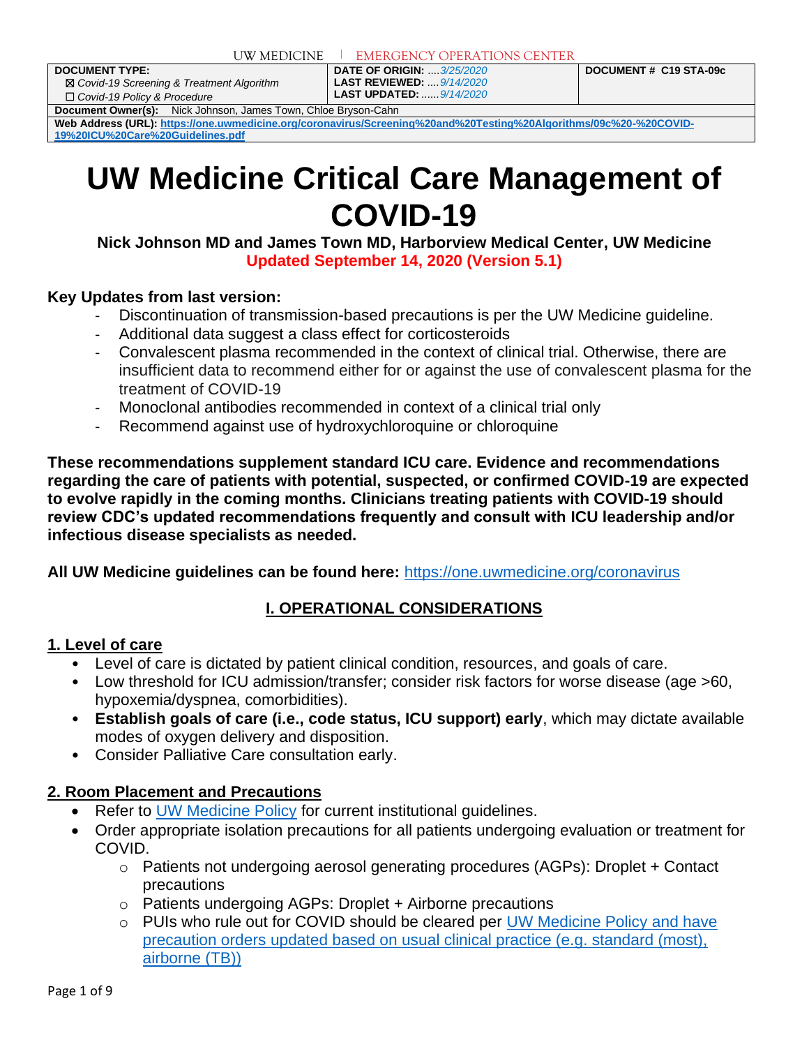UW MEDICINE | EMERGENCY OPERATIONS CENTER

| DOCUMENT TYPE: ☒ Covid-19 Screening & Treatment Algorithm ☐ Covid-19 Policy & Procedure | DATE OF ORIGIN: ....3/25/2020 LAST REVIEWED: ....9/14/2020 LAST UPDATED: ......9/14/2020 | DOCUMENT # C19 STA-09c |
|---|---|---|
| Document Owner(s): Nick Johnson, James Town, Chloe Bryson-Cahn | | |
| Web Address (URL): https://one.uwmedicine.org/coronavirus/Screening%20and%20Testing%20Algorithms/09c%20-%20COVID-19%20ICU%20Care%20Guidelines.pdf | | |

# UW Medicine Critical Care Management of COVID-19

**Nick Johnson MD and James Town MD, Harborview Medical Center, UW Medicine**

**Updated September 14, 2020 (Version 5.1)**

**Key Updates from last version:**

- Discontinuation of transmission-based precautions is per the UW Medicine guideline.
- Additional data suggest a class effect for corticosteroids
- Convalescent plasma recommended in the context of clinical trial. Otherwise, there are insufficient data to recommend either for or against the use of convalescent plasma for the treatment of COVID-19
- Monoclonal antibodies recommended in context of a clinical trial only
- Recommend against use of hydroxychloroquine or chloroquine

**These recommendations supplement standard ICU care. Evidence and recommendations regarding the care of patients with potential, suspected, or confirmed COVID-19 are expected to evolve rapidly in the coming months. Clinicians treating patients with COVID-19 should review CDC's updated recommendations frequently and consult with ICU leadership and/or infectious disease specialists as needed.**

**All UW Medicine guidelines can be found here:** https://one.uwmedicine.org/coronavirus

## I. OPERATIONAL CONSIDERATIONS

### 1. Level of care

- Level of care is dictated by patient clinical condition, resources, and goals of care.
- Low threshold for ICU admission/transfer; consider risk factors for worse disease (age >60, hypoxemia/dyspnea, comorbidities).
- **Establish goals of care (i.e., code status, ICU support) early**, which may dictate available modes of oxygen delivery and disposition.
- Consider Palliative Care consultation early.

### 2. Room Placement and Precautions

- Refer to UW Medicine Policy for current institutional guidelines.
- Order appropriate isolation precautions for all patients undergoing evaluation or treatment for COVID.
  - Patients not undergoing aerosol generating procedures (AGPs): Droplet + Contact precautions
  - Patients undergoing AGPs: Droplet + Airborne precautions
  - PUIs who rule out for COVID should be cleared per UW Medicine Policy and have precaution orders updated based on usual clinical practice (e.g. standard (most), airborne (TB))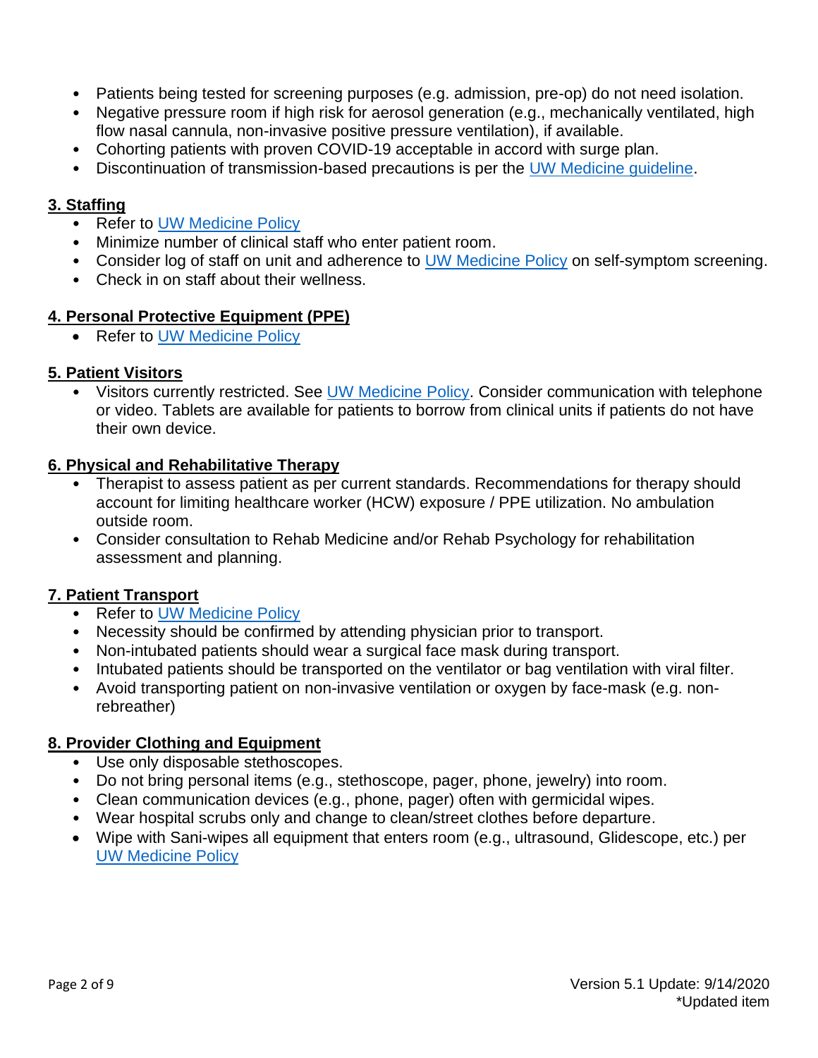- Patients being tested for screening purposes (e.g. admission, pre-op) do not need isolation.
- Negative pressure room if high risk for aerosol generation (e.g., mechanically ventilated, high flow nasal cannula, non-invasive positive pressure ventilation), if available.
- Cohorting patients with proven COVID-19 acceptable in accord with surge plan.
- Discontinuation of transmission-based precautions is per the UW Medicine guideline.

## 3. Staffing

- Refer to UW Medicine Policy
- Minimize number of clinical staff who enter patient room.
- Consider log of staff on unit and adherence to UW Medicine Policy on self-symptom screening.
- Check in on staff about their wellness.

## 4. Personal Protective Equipment (PPE)

- Refer to UW Medicine Policy

## 5. Patient Visitors

- Visitors currently restricted. See UW Medicine Policy. Consider communication with telephone or video. Tablets are available for patients to borrow from clinical units if patients do not have their own device.

## 6. Physical and Rehabilitative Therapy

- Therapist to assess patient as per current standards. Recommendations for therapy should account for limiting healthcare worker (HCW) exposure / PPE utilization. No ambulation outside room.
- Consider consultation to Rehab Medicine and/or Rehab Psychology for rehabilitation assessment and planning.

## 7. Patient Transport

- Refer to UW Medicine Policy
- Necessity should be confirmed by attending physician prior to transport.
- Non-intubated patients should wear a surgical face mask during transport.
- Intubated patients should be transported on the ventilator or bag ventilation with viral filter.
- Avoid transporting patient on non-invasive ventilation or oxygen by face-mask (e.g. non-rebreather)

## 8. Provider Clothing and Equipment

- Use only disposable stethoscopes.
- Do not bring personal items (e.g., stethoscope, pager, phone, jewelry) into room.
- Clean communication devices (e.g., phone, pager) often with germicidal wipes.
- Wear hospital scrubs only and change to clean/street clothes before departure.
- Wipe with Sani-wipes all equipment that enters room (e.g., ultrasound, Glidescope, etc.) per UW Medicine Policy

Version 5.1 Update: 9/14/2020
*Updated item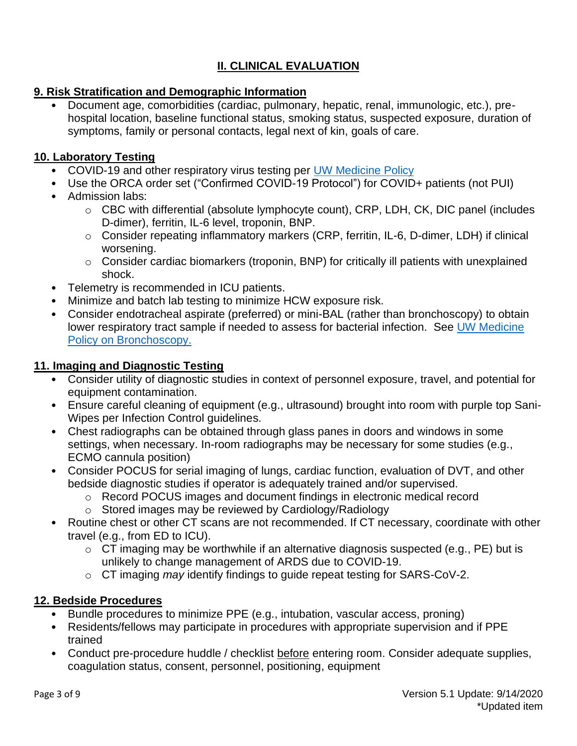## II. CLINICAL EVALUATION

### 9. Risk Stratification and Demographic Information

- Document age, comorbidities (cardiac, pulmonary, hepatic, renal, immunologic, etc.), pre-hospital location, baseline functional status, smoking status, suspected exposure, duration of symptoms, family or personal contacts, legal next of kin, goals of care.

### 10. Laboratory Testing

- COVID-19 and other respiratory virus testing per UW Medicine Policy
- Use the ORCA order set ("Confirmed COVID-19 Protocol") for COVID+ patients (not PUI)
- Admission labs:
  - CBC with differential (absolute lymphocyte count), CRP, LDH, CK, DIC panel (includes D-dimer), ferritin, IL-6 level, troponin, BNP.
  - Consider repeating inflammatory markers (CRP, ferritin, IL-6, D-dimer, LDH) if clinical worsening.
  - Consider cardiac biomarkers (troponin, BNP) for critically ill patients with unexplained shock.
- Telemetry is recommended in ICU patients.
- Minimize and batch lab testing to minimize HCW exposure risk.
- Consider endotracheal aspirate (preferred) or mini-BAL (rather than bronchoscopy) to obtain lower respiratory tract sample if needed to assess for bacterial infection. See UW Medicine Policy on Bronchoscopy.

### 11. Imaging and Diagnostic Testing

- Consider utility of diagnostic studies in context of personnel exposure, travel, and potential for equipment contamination.
- Ensure careful cleaning of equipment (e.g., ultrasound) brought into room with purple top Sani-Wipes per Infection Control guidelines.
- Chest radiographs can be obtained through glass panes in doors and windows in some settings, when necessary. In-room radiographs may be necessary for some studies (e.g., ECMO cannula position)
- Consider POCUS for serial imaging of lungs, cardiac function, evaluation of DVT, and other bedside diagnostic studies if operator is adequately trained and/or supervised.
  - Record POCUS images and document findings in electronic medical record
  - Stored images may be reviewed by Cardiology/Radiology
- Routine chest or other CT scans are not recommended. If CT necessary, coordinate with other travel (e.g., from ED to ICU).
  - CT imaging may be worthwhile if an alternative diagnosis suspected (e.g., PE) but is unlikely to change management of ARDS due to COVID-19.
  - CT imaging *may* identify findings to guide repeat testing for SARS-CoV-2.

### 12. Bedside Procedures

- Bundle procedures to minimize PPE (e.g., intubation, vascular access, proning)
- Residents/fellows may participate in procedures with appropriate supervision and if PPE trained
- Conduct pre-procedure huddle / checklist <u>before</u> entering room. Consider adequate supplies, coagulation status, consent, personnel, positioning, equipment

Version 5.1 Update: 9/14/2020
*Updated item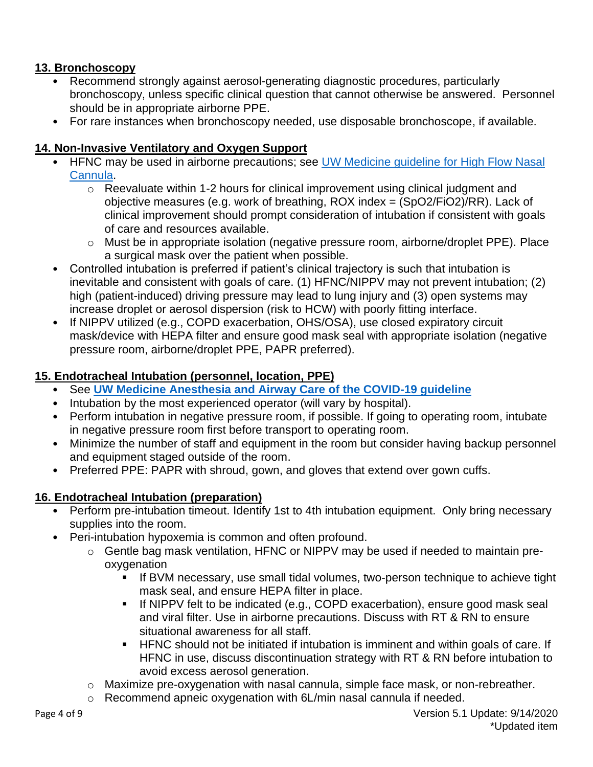## 13. Bronchoscopy

- Recommend strongly against aerosol-generating diagnostic procedures, particularly bronchoscopy, unless specific clinical question that cannot otherwise be answered. Personnel should be in appropriate airborne PPE.
- For rare instances when bronchoscopy needed, use disposable bronchoscope, if available.

## 14. Non-Invasive Ventilatory and Oxygen Support

- HFNC may be used in airborne precautions; see UW Medicine guideline for High Flow Nasal Cannula.
  - Reevaluate within 1-2 hours for clinical improvement using clinical judgment and objective measures (e.g. work of breathing, ROX index = ($SpO_2/FiO_2$)/RR). Lack of clinical improvement should prompt consideration of intubation if consistent with goals of care and resources available.
  - Must be in appropriate isolation (negative pressure room, airborne/droplet PPE). Place a surgical mask over the patient when possible.
- Controlled intubation is preferred if patient's clinical trajectory is such that intubation is inevitable and consistent with goals of care. (1) HFNC/NIPPV may not prevent intubation; (2) high (patient-induced) driving pressure may lead to lung injury and (3) open systems may increase droplet or aerosol dispersion (risk to HCW) with poorly fitting interface.
- If NIPPV utilized (e.g., COPD exacerbation, OHS/OSA), use closed expiratory circuit mask/device with HEPA filter and ensure good mask seal with appropriate isolation (negative pressure room, airborne/droplet PPE, PAPR preferred).

## 15. Endotracheal Intubation (personnel, location, PPE)

- See **UW Medicine Anesthesia and Airway Care of the COVID-19 guideline**
- Intubation by the most experienced operator (will vary by hospital).
- Perform intubation in negative pressure room, if possible. If going to operating room, intubate in negative pressure room first before transport to operating room.
- Minimize the number of staff and equipment in the room but consider having backup personnel and equipment staged outside of the room.
- Preferred PPE: PAPR with shroud, gown, and gloves that extend over gown cuffs.

## 16. Endotracheal Intubation (preparation)

- Perform pre-intubation timeout. Identify 1st to 4th intubation equipment. Only bring necessary supplies into the room.
- Peri-intubation hypoxemia is common and often profound.
  - Gentle bag mask ventilation, HFNC or NIPPV may be used if needed to maintain pre-oxygenation
    - If BVM necessary, use small tidal volumes, two-person technique to achieve tight mask seal, and ensure HEPA filter in place.
    - If NIPPV felt to be indicated (e.g., COPD exacerbation), ensure good mask seal and viral filter. Use in airborne precautions. Discuss with RT & RN to ensure situational awareness for all staff.
    - HFNC should not be initiated if intubation is imminent and within goals of care. If HFNC in use, discuss discontinuation strategy with RT & RN before intubation to avoid excess aerosol generation.
  - Maximize pre-oxygenation with nasal cannula, simple face mask, or non-rebreather.
  - Recommend apneic oxygenation with 6L/min nasal cannula if needed.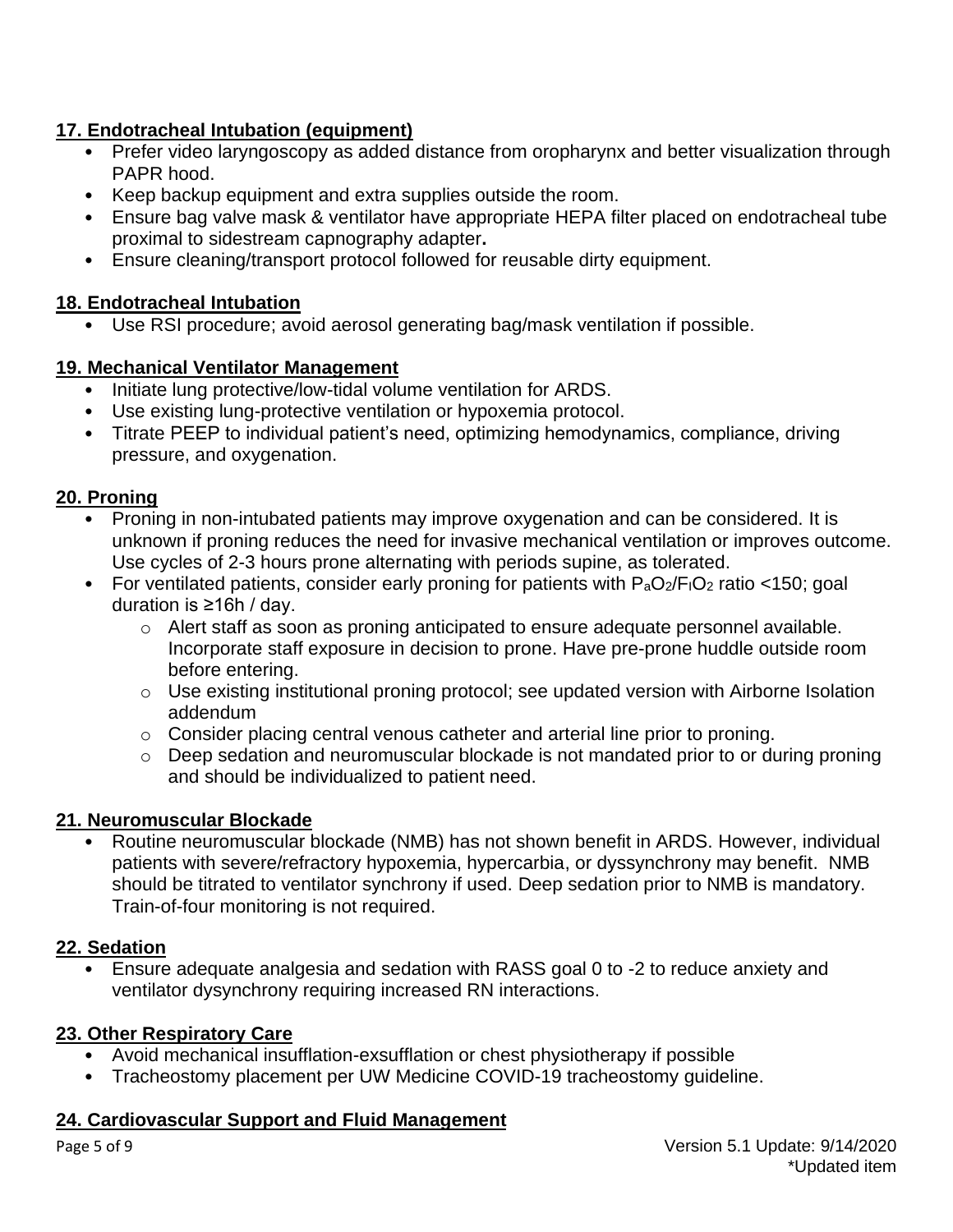## 17. Endotracheal Intubation (equipment)

- Prefer video laryngoscopy as added distance from oropharynx and better visualization through PAPR hood.
- Keep backup equipment and extra supplies outside the room.
- Ensure bag valve mask & ventilator have appropriate HEPA filter placed on endotracheal tube proximal to sidestream capnography adapter**.**
- Ensure cleaning/transport protocol followed for reusable dirty equipment.

## 18. Endotracheal Intubation

- Use RSI procedure; avoid aerosol generating bag/mask ventilation if possible.

## 19. Mechanical Ventilator Management

- Initiate lung protective/low-tidal volume ventilation for ARDS.
- Use existing lung-protective ventilation or hypoxemia protocol.
- Titrate PEEP to individual patient's need, optimizing hemodynamics, compliance, driving pressure, and oxygenation.

## 20. Proning

- Proning in non-intubated patients may improve oxygenation and can be considered. It is unknown if proning reduces the need for invasive mechanical ventilation or improves outcome. Use cycles of 2-3 hours prone alternating with periods supine, as tolerated.
- For ventilated patients, consider early proning for patients with $P_aO_2/F_IO_2$ ratio <150; goal duration is ≥16h / day.
  - Alert staff as soon as proning anticipated to ensure adequate personnel available. Incorporate staff exposure in decision to prone. Have pre-prone huddle outside room before entering.
  - Use existing institutional proning protocol; see updated version with Airborne Isolation addendum
  - Consider placing central venous catheter and arterial line prior to proning.
  - Deep sedation and neuromuscular blockade is not mandated prior to or during proning and should be individualized to patient need.

## 21. Neuromuscular Blockade

- Routine neuromuscular blockade (NMB) has not shown benefit in ARDS. However, individual patients with severe/refractory hypoxemia, hypercarbia, or dyssynchrony may benefit. NMB should be titrated to ventilator synchrony if used. Deep sedation prior to NMB is mandatory. Train-of-four monitoring is not required.

## 22. Sedation

- Ensure adequate analgesia and sedation with RASS goal 0 to -2 to reduce anxiety and ventilator dysynchrony requiring increased RN interactions.

## 23. Other Respiratory Care

- Avoid mechanical insufflation-exsufflation or chest physiotherapy if possible
- Tracheostomy placement per UW Medicine COVID-19 tracheostomy guideline.

## 24. Cardiovascular Support and Fluid Management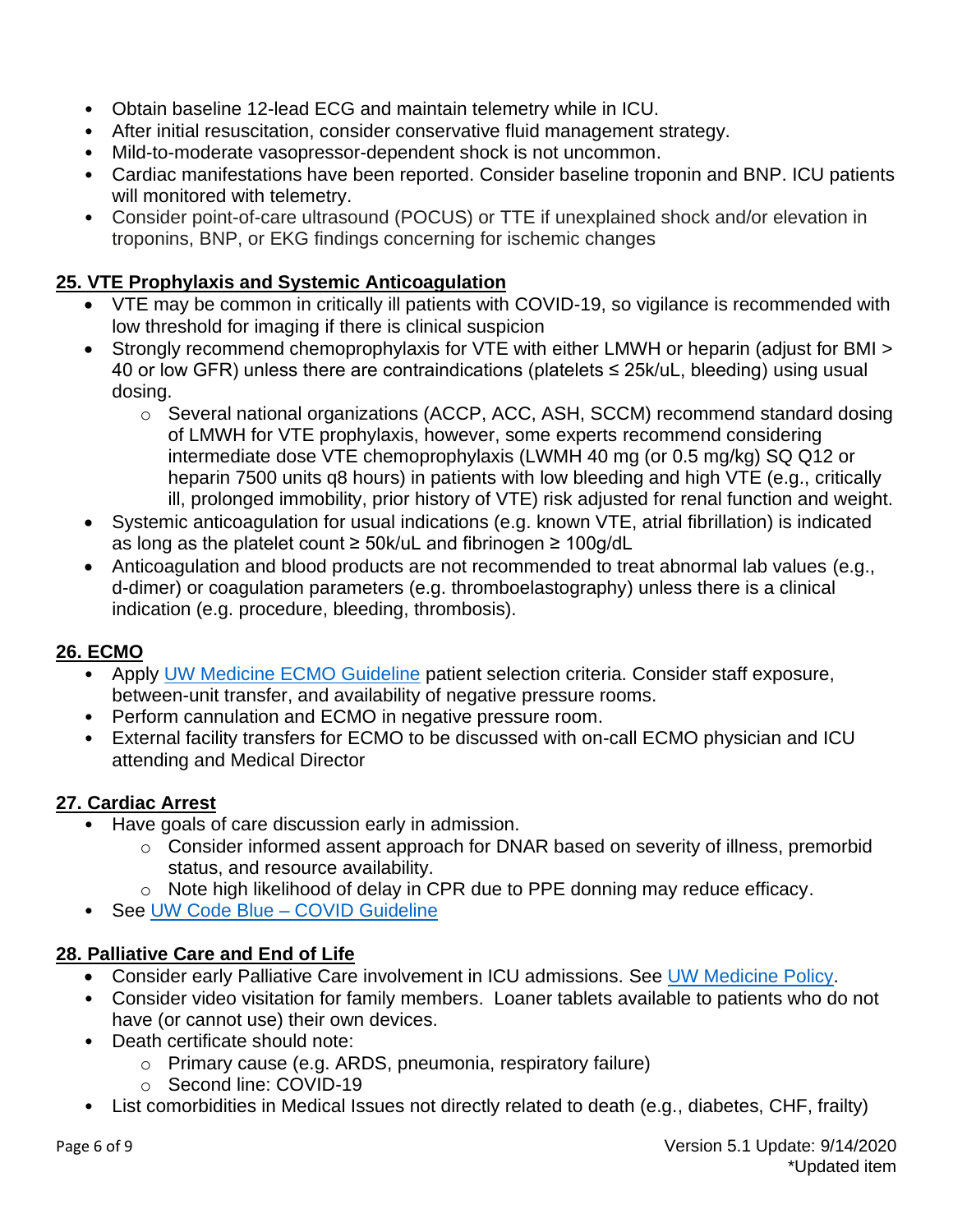- Obtain baseline 12-lead ECG and maintain telemetry while in ICU.
- After initial resuscitation, consider conservative fluid management strategy.
- Mild-to-moderate vasopressor-dependent shock is not uncommon.
- Cardiac manifestations have been reported. Consider baseline troponin and BNP. ICU patients will monitored with telemetry.
- Consider point-of-care ultrasound (POCUS) or TTE if unexplained shock and/or elevation in troponins, BNP, or EKG findings concerning for ischemic changes

## 25. VTE Prophylaxis and Systemic Anticoagulation

- VTE may be common in critically ill patients with COVID-19, so vigilance is recommended with low threshold for imaging if there is clinical suspicion
- Strongly recommend chemoprophylaxis for VTE with either LMWH or heparin (adjust for BMI > 40 or low GFR) unless there are contraindications (platelets ≤ 25k/uL, bleeding) using usual dosing.
  - Several national organizations (ACCP, ACC, ASH, SCCM) recommend standard dosing of LMWH for VTE prophylaxis, however, some experts recommend considering intermediate dose VTE chemoprophylaxis (LWMH 40 mg (or 0.5 mg/kg) SQ Q12 or heparin 7500 units q8 hours) in patients with low bleeding and high VTE (e.g., critically ill, prolonged immobility, prior history of VTE) risk adjusted for renal function and weight.
- Systemic anticoagulation for usual indications (e.g. known VTE, atrial fibrillation) is indicated as long as the platelet count ≥ 50k/uL and fibrinogen ≥ 100g/dL
- Anticoagulation and blood products are not recommended to treat abnormal lab values (e.g., d-dimer) or coagulation parameters (e.g. thromboelastography) unless there is a clinical indication (e.g. procedure, bleeding, thrombosis).

## 26. ECMO

- Apply UW Medicine ECMO Guideline patient selection criteria. Consider staff exposure, between-unit transfer, and availability of negative pressure rooms.
- Perform cannulation and ECMO in negative pressure room.
- External facility transfers for ECMO to be discussed with on-call ECMO physician and ICU attending and Medical Director

## 27. Cardiac Arrest

- Have goals of care discussion early in admission.
  - Consider informed assent approach for DNAR based on severity of illness, premorbid status, and resource availability.
  - Note high likelihood of delay in CPR due to PPE donning may reduce efficacy.
- See UW Code Blue – COVID Guideline

## 28. Palliative Care and End of Life

- Consider early Palliative Care involvement in ICU admissions. See UW Medicine Policy.
- Consider video visitation for family members. Loaner tablets available to patients who do not have (or cannot use) their own devices.
- Death certificate should note:
  - Primary cause (e.g. ARDS, pneumonia, respiratory failure)
  - Second line: COVID-19
- List comorbidities in Medical Issues not directly related to death (e.g., diabetes, CHF, frailty)

*Updated item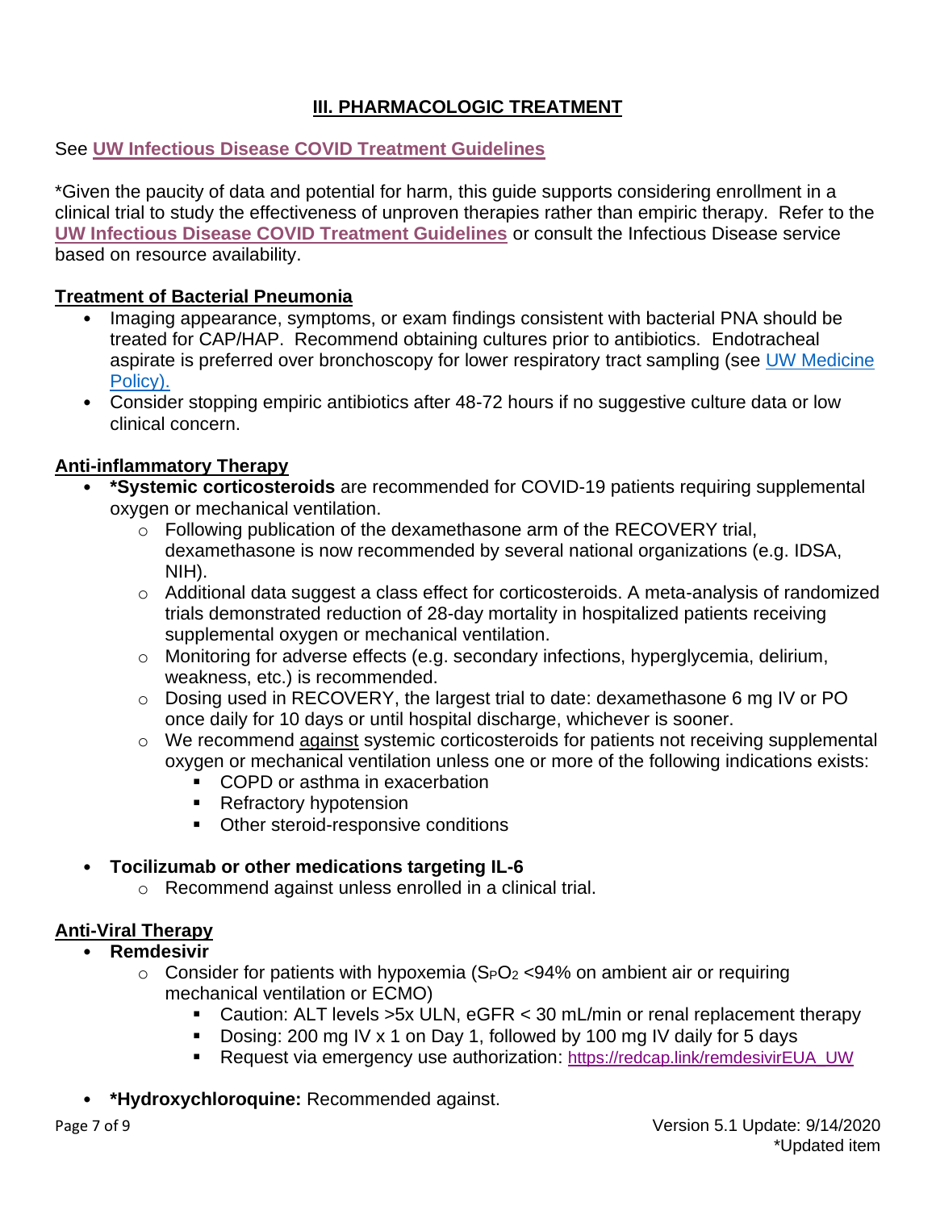## III. PHARMACOLOGIC TREATMENT

See **UW Infectious Disease COVID Treatment Guidelines**

*Given the paucity of data and potential for harm, this guide supports considering enrollment in a clinical trial to study the effectiveness of unproven therapies rather than empiric therapy. Refer to the **UW Infectious Disease COVID Treatment Guidelines** or consult the Infectious Disease service based on resource availability.

### Treatment of Bacterial Pneumonia

- Imaging appearance, symptoms, or exam findings consistent with bacterial PNA should be treated for CAP/HAP. Recommend obtaining cultures prior to antibiotics. Endotracheal aspirate is preferred over bronchoscopy for lower respiratory tract sampling (see UW Medicine Policy).
- Consider stopping empiric antibiotics after 48-72 hours if no suggestive culture data or low clinical concern.

### Anti-inflammatory Therapy

- ***Systemic corticosteroids** are recommended for COVID-19 patients requiring supplemental oxygen or mechanical ventilation.
  - Following publication of the dexamethasone arm of the RECOVERY trial, dexamethasone is now recommended by several national organizations (e.g. IDSA, NIH).
  - Additional data suggest a class effect for corticosteroids. A meta-analysis of randomized trials demonstrated reduction of 28-day mortality in hospitalized patients receiving supplemental oxygen or mechanical ventilation.
  - Monitoring for adverse effects (e.g. secondary infections, hyperglycemia, delirium, weakness, etc.) is recommended.
  - Dosing used in RECOVERY, the largest trial to date: dexamethasone 6 mg IV or PO once daily for 10 days or until hospital discharge, whichever is sooner.
  - We recommend <u>against</u> systemic corticosteroids for patients not receiving supplemental oxygen or mechanical ventilation unless one or more of the following indications exists:
    - COPD or asthma in exacerbation
    - Refractory hypotension
    - Other steroid-responsive conditions

- **Tocilizumab or other medications targeting IL-6**
  - Recommend against unless enrolled in a clinical trial.

### Anti-Viral Therapy

- **Remdesivir**
  - Consider for patients with hypoxemia ($S_PO_2$ <94% on ambient air or requiring mechanical ventilation or ECMO)
    - Caution: ALT levels >5x ULN, eGFR < 30 mL/min or renal replacement therapy
    - Dosing: 200 mg IV x 1 on Day 1, followed by 100 mg IV daily for 5 days
    - Request via emergency use authorization: https://redcap.link/remdesivirEUA_UW

- ***Hydroxychloroquine:** Recommended against.

Version 5.1 Update: 9/14/2020
*Updated item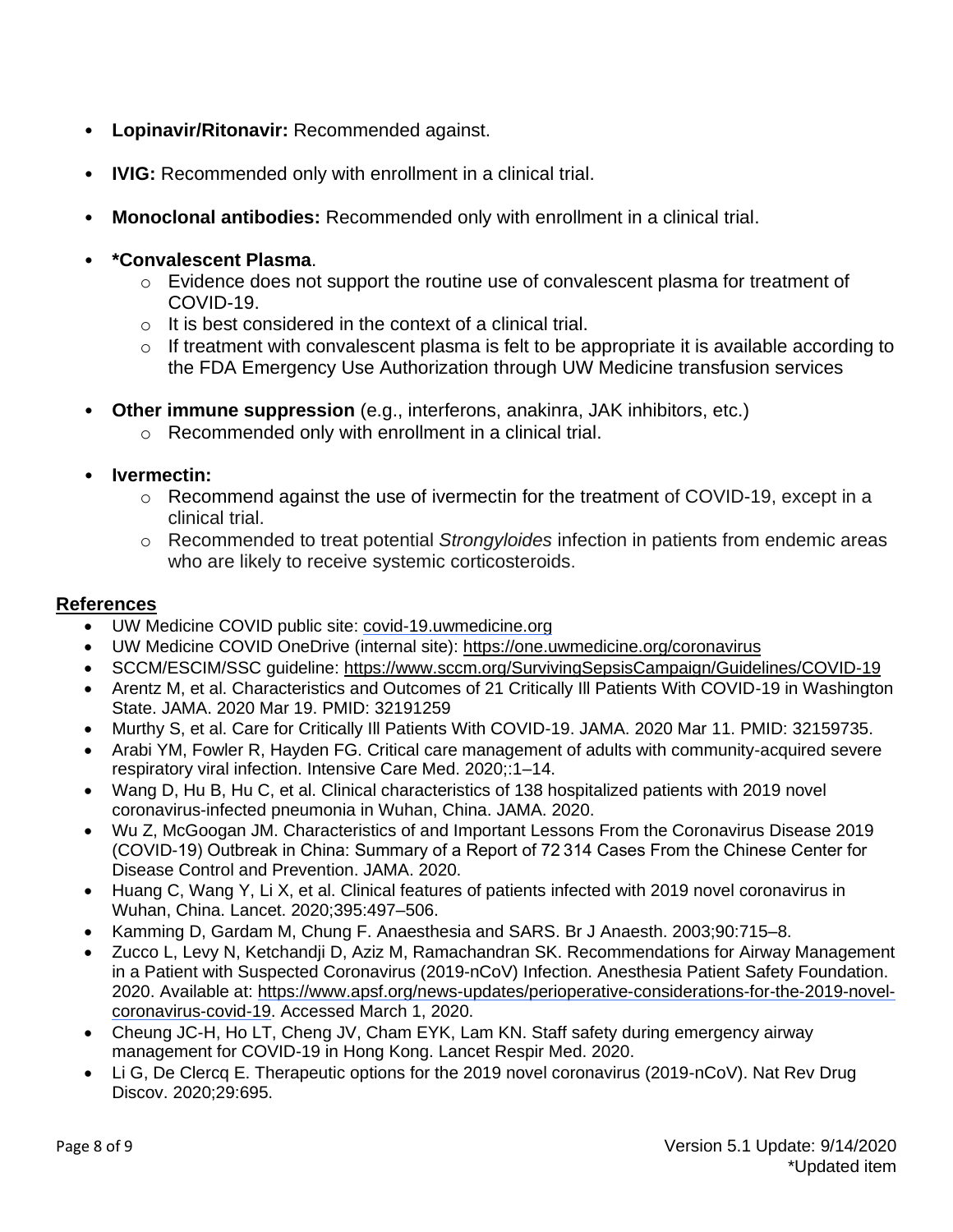- **Lopinavir/Ritonavir:** Recommended against.
- **IVIG:** Recommended only with enrollment in a clinical trial.
- **Monoclonal antibodies:** Recommended only with enrollment in a clinical trial.
- ***Convalescent Plasma**.
  - Evidence does not support the routine use of convalescent plasma for treatment of COVID-19.
  - It is best considered in the context of a clinical trial.
  - If treatment with convalescent plasma is felt to be appropriate it is available according to the FDA Emergency Use Authorization through UW Medicine transfusion services
- **Other immune suppression** (e.g., interferons, anakinra, JAK inhibitors, etc.)
  - Recommended only with enrollment in a clinical trial.
- **Ivermectin:**
  - Recommend against the use of ivermectin for the treatment of COVID-19, except in a clinical trial.
  - Recommended to treat potential *Strongyloides* infection in patients from endemic areas who are likely to receive systemic corticosteroids.

## References

- UW Medicine COVID public site: covid-19.uwmedicine.org
- UW Medicine COVID OneDrive (internal site): https://one.uwmedicine.org/coronavirus
- SCCM/ESCIM/SSC guideline: https://www.sccm.org/SurvivingSepsisCampaign/Guidelines/COVID-19
- Arentz M, et al. Characteristics and Outcomes of 21 Critically Ill Patients With COVID-19 in Washington State. JAMA. 2020 Mar 19. PMID: 32191259
- Murthy S, et al. Care for Critically Ill Patients With COVID-19. JAMA. 2020 Mar 11. PMID: 32159735.
- Arabi YM, Fowler R, Hayden FG. Critical care management of adults with community-acquired severe respiratory viral infection. Intensive Care Med. 2020;:1–14.
- Wang D, Hu B, Hu C, et al. Clinical characteristics of 138 hospitalized patients with 2019 novel coronavirus-infected pneumonia in Wuhan, China. JAMA. 2020.
- Wu Z, McGoogan JM. Characteristics of and Important Lessons From the Coronavirus Disease 2019 (COVID-19) Outbreak in China: Summary of a Report of 72 314 Cases From the Chinese Center for Disease Control and Prevention. JAMA. 2020.
- Huang C, Wang Y, Li X, et al. Clinical features of patients infected with 2019 novel coronavirus in Wuhan, China. Lancet. 2020;395:497–506.
- Kamming D, Gardam M, Chung F. Anaesthesia and SARS. Br J Anaesth. 2003;90:715–8.
- Zucco L, Levy N, Ketchandji D, Aziz M, Ramachandran SK. Recommendations for Airway Management in a Patient with Suspected Coronavirus (2019-nCoV) Infection. Anesthesia Patient Safety Foundation. 2020. Available at: https://www.apsf.org/news-updates/perioperative-considerations-for-the-2019-novel-coronavirus-covid-19. Accessed March 1, 2020.
- Cheung JC-H, Ho LT, Cheng JV, Cham EYK, Lam KN. Staff safety during emergency airway management for COVID-19 in Hong Kong. Lancet Respir Med. 2020.
- Li G, De Clercq E. Therapeutic options for the 2019 novel coronavirus (2019-nCoV). Nat Rev Drug Discov. 2020;29:695.

Version 5.1 Update: 9/14/2020
*Updated item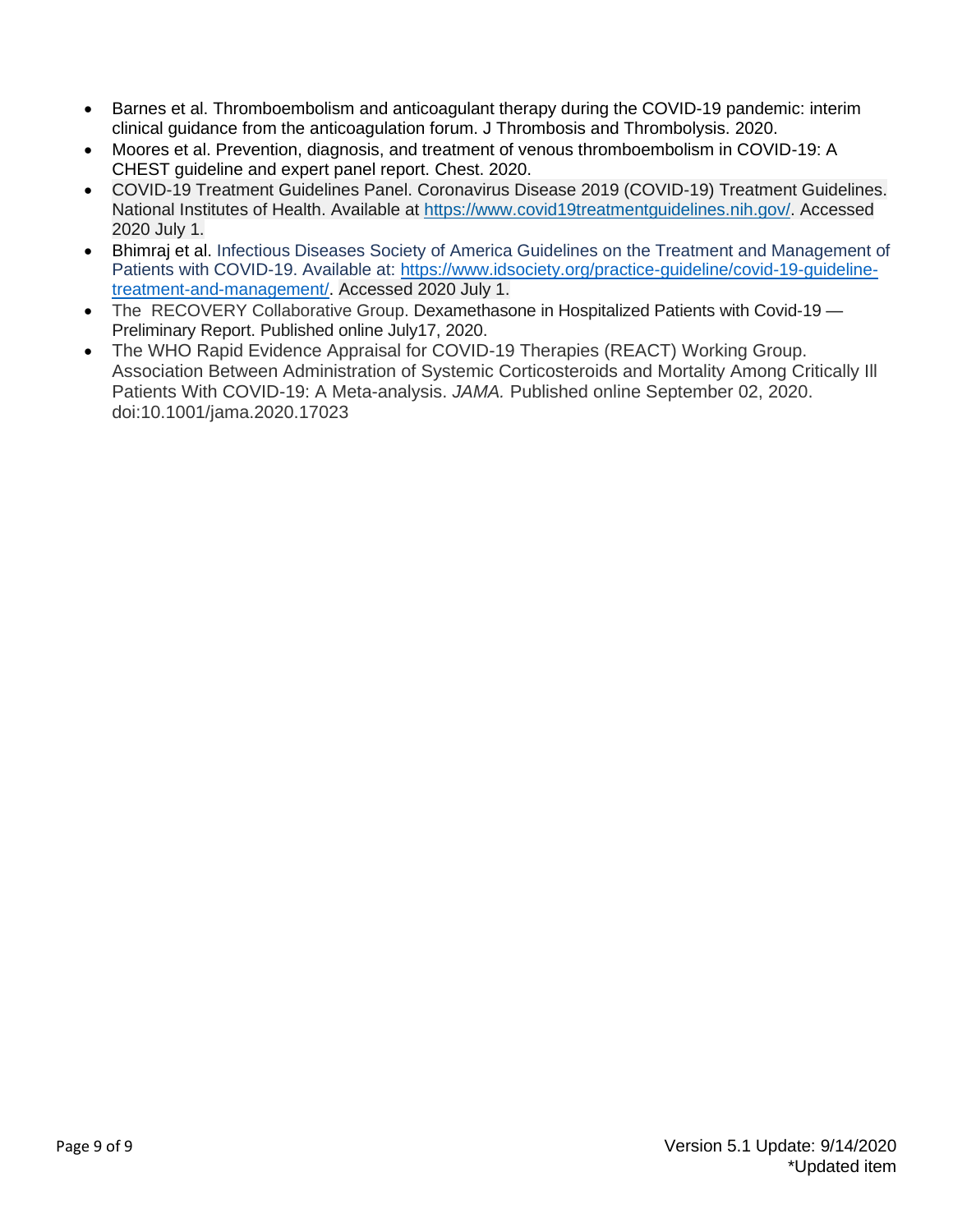- Barnes et al. Thromboembolism and anticoagulant therapy during the COVID-19 pandemic: interim clinical guidance from the anticoagulation forum. J Thrombosis and Thrombolysis. 2020.
- Moores et al. Prevention, diagnosis, and treatment of venous thromboembolism in COVID-19: A CHEST guideline and expert panel report. Chest. 2020.
- COVID-19 Treatment Guidelines Panel. Coronavirus Disease 2019 (COVID-19) Treatment Guidelines. National Institutes of Health. Available at https://www.covid19treatmentguidelines.nih.gov/. Accessed 2020 July 1.
- Bhimraj et al. Infectious Diseases Society of America Guidelines on the Treatment and Management of Patients with COVID-19. Available at: https://www.idsociety.org/practice-guideline/covid-19-guideline-treatment-and-management/. Accessed 2020 July 1.
- The RECOVERY Collaborative Group. Dexamethasone in Hospitalized Patients with Covid-19 — Preliminary Report. Published online July17, 2020.
- The WHO Rapid Evidence Appraisal for COVID-19 Therapies (REACT) Working Group. Association Between Administration of Systemic Corticosteroids and Mortality Among Critically Ill Patients With COVID-19: A Meta-analysis. *JAMA.* Published online September 02, 2020. doi:10.1001/jama.2020.17023

Version 5.1 Update: 9/14/2020
*Updated item